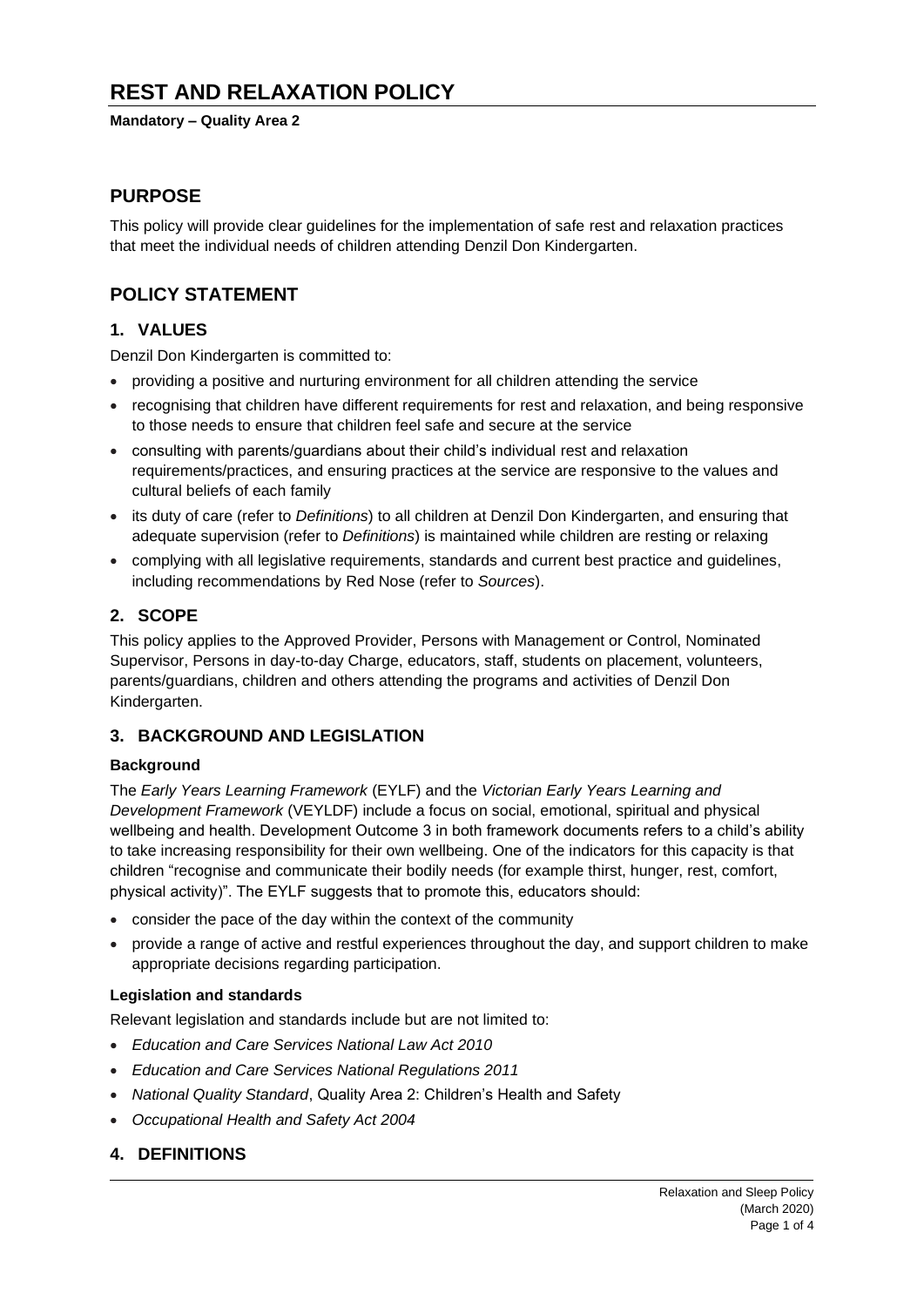# REST AND RELAXATION POLICY

**Mandatory – Quality Area 2**

## PURPOSE

This policy will provide clear guidelines for the implementation of safe rest and relaxation practices that meet the individual needs of children attending Denzil Don Kindergarten.

## POLICY STATEMENT

### 1. VALUES

Denzil Don Kindergarten is committed to:

- providing a positive and nurturing environment for all children attending the service
- recognising that children have different requirements for rest and relaxation, and being responsive to those needs to ensure that children feel safe and secure at the service
- consulting with parents/guardians about their child's individual rest and relaxation requirements/practices, and ensuring practices at the service are responsive to the values and cultural beliefs of each family
- its duty of care (refer to *Definitions*) to all children at Denzil Don Kindergarten, and ensuring that adequate supervision (refer to *Definitions*) is maintained while children are resting or relaxing
- complying with all legislative requirements, standards and current best practice and guidelines, including recommendations by Red Nose (refer to *Sources*).

### 2. SCOPE

This policy applies to the Approved Provider, Persons with Management or Control, Nominated Supervisor, Persons in day-to-day Charge, educators, staff, students on placement, volunteers, parents/guardians, children and others attending the programs and activities of Denzil Don Kindergarten.

### 3. BACKGROUND AND LEGISLATION

#### Background

The *Early Years Learning Framework* (EYLF) and the *Victorian Early Years Learning and Development Framework* (VEYLDF) include a focus on social, emotional, spiritual and physical wellbeing and health. Development Outcome 3 in both framework documents refers to a child's ability to take increasing responsibility for their own wellbeing. One of the indicators for this capacity is that children "recognise and communicate their bodily needs (for example thirst, hunger, rest, comfort, physical activity)". The EYLF suggests that to promote this, educators should:

- consider the pace of the day within the context of the community
- provide a range of active and restful experiences throughout the day, and support children to make appropriate decisions regarding participation.

#### Legislation and standards

Relevant legislation and standards include but are not limited to:

- *Education and Care Services National Law Act 2010*
- *Education and Care Services National Regulations 2011*
- *National Quality Standard*, Quality Area 2: Children's Health and Safety
- *Occupational Health and Safety Act 2004*

### 4. DEFINITIONS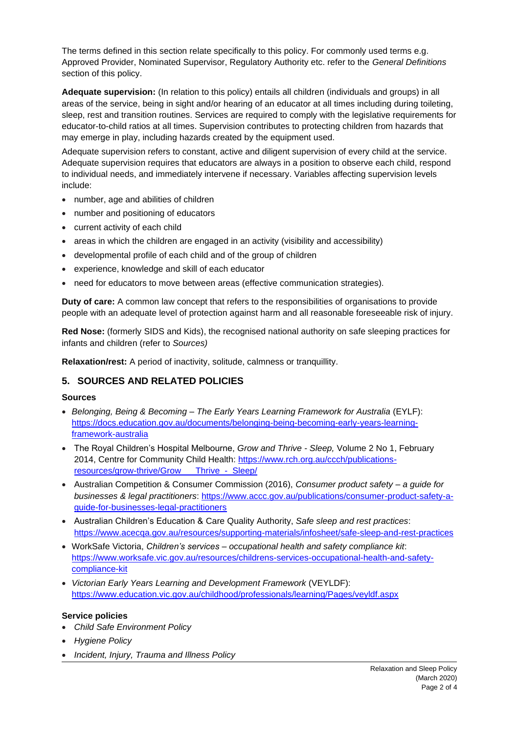The terms defined in this section relate specifically to this policy. For commonly used terms e.g. Approved Provider, Nominated Supervisor, Regulatory Authority etc. refer to the *General Definitions* section of this policy.

**Adequate supervision:** (In relation to this policy) entails all children (individuals and groups) in all areas of the service, being in sight and/or hearing of an educator at all times including during toileting, sleep, rest and transition routines. Services are required to comply with the legislative requirements for educator-to-child ratios at all times. Supervision contributes to protecting children from hazards that may emerge in play, including hazards created by the equipment used.

Adequate supervision refers to constant, active and diligent supervision of every child at the service. Adequate supervision requires that educators are always in a position to observe each child, respond to individual needs, and immediately intervene if necessary. Variables affecting supervision levels include:

- number, age and abilities of children
- number and positioning of educators
- current activity of each child
- areas in which the children are engaged in an activity (visibility and accessibility)
- developmental profile of each child and of the group of children
- experience, knowledge and skill of each educator
- need for educators to move between areas (effective communication strategies).

**Duty of care:** A common law concept that refers to the responsibilities of organisations to provide people with an adequate level of protection against harm and all reasonable foreseeable risk of injury.

**Red Nose:** (formerly SIDS and Kids), the recognised national authority on safe sleeping practices for infants and children (refer to *Sources)*

**Relaxation/rest:** A period of inactivity, solitude, calmness or tranquillity.

## 5. SOURCES AND RELATED POLICIES

### Sources

- *Belonging, Being & Becoming – The Early Years Learning Framework for Australia* (EYLF): https://docs.education.gov.au/documents/belonging-being-becoming-early-years-learning-framework-australia
- The Royal Children's Hospital Melbourne, *Grow and Thrive - Sleep,* Volume 2 No 1, February 2014, Centre for Community Child Health: https://www.rch.org.au/ccch/publications-resources/grow-thrive/Grow___Thrive_-_Sleep/
- Australian Competition & Consumer Commission (2016), *Consumer product safety – a guide for businesses & legal practitioners*: https://www.accc.gov.au/publications/consumer-product-safety-a-guide-for-businesses-legal-practitioners
- Australian Children's Education & Care Quality Authority, *Safe sleep and rest practices*: https://www.acecqa.gov.au/resources/supporting-materials/infosheet/safe-sleep-and-rest-practices
- WorkSafe Victoria, *Children's services – occupational health and safety compliance kit*: https://www.worksafe.vic.gov.au/resources/childrens-services-occupational-health-and-safety-compliance-kit
- *Victorian Early Years Learning and Development Framework* (VEYLDF): https://www.education.vic.gov.au/childhood/professionals/learning/Pages/veyldf.aspx

### Service policies

- *Child Safe Environment Policy*
- *Hygiene Policy*
- *Incident, Injury, Trauma and Illness Policy*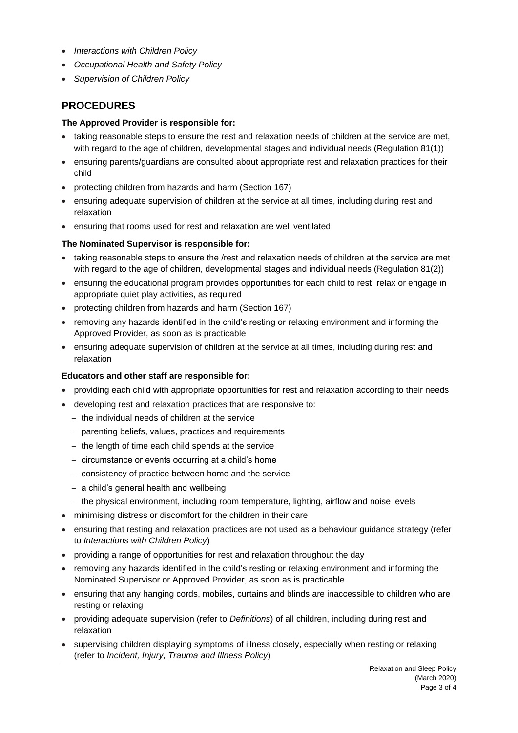- *Interactions with Children Policy*
- *Occupational Health and Safety Policy*
- *Supervision of Children Policy*

## PROCEDURES

**The Approved Provider is responsible for:**

- taking reasonable steps to ensure the rest and relaxation needs of children at the service are met, with regard to the age of children, developmental stages and individual needs (Regulation 81(1))
- ensuring parents/guardians are consulted about appropriate rest and relaxation practices for their child
- protecting children from hazards and harm (Section 167)
- ensuring adequate supervision of children at the service at all times, including during rest and relaxation
- ensuring that rooms used for rest and relaxation are well ventilated

**The Nominated Supervisor is responsible for:**

- taking reasonable steps to ensure the /rest and relaxation needs of children at the service are met with regard to the age of children, developmental stages and individual needs (Regulation 81(2))
- ensuring the educational program provides opportunities for each child to rest, relax or engage in appropriate quiet play activities, as required
- protecting children from hazards and harm (Section 167)
- removing any hazards identified in the child's resting or relaxing environment and informing the Approved Provider, as soon as is practicable
- ensuring adequate supervision of children at the service at all times, including during rest and relaxation

**Educators and other staff are responsible for:**

- providing each child with appropriate opportunities for rest and relaxation according to their needs
- developing rest and relaxation practices that are responsive to:
  - the individual needs of children at the service
  - parenting beliefs, values, practices and requirements
  - the length of time each child spends at the service
  - circumstance or events occurring at a child's home
  - consistency of practice between home and the service
  - a child's general health and wellbeing
  - the physical environment, including room temperature, lighting, airflow and noise levels
- minimising distress or discomfort for the children in their care
- ensuring that resting and relaxation practices are not used as a behaviour guidance strategy (refer to *Interactions with Children Policy*)
- providing a range of opportunities for rest and relaxation throughout the day
- removing any hazards identified in the child's resting or relaxing environment and informing the Nominated Supervisor or Approved Provider, as soon as is practicable
- ensuring that any hanging cords, mobiles, curtains and blinds are inaccessible to children who are resting or relaxing
- providing adequate supervision (refer to *Definitions*) of all children, including during rest and relaxation
- supervising children displaying symptoms of illness closely, especially when resting or relaxing (refer to *Incident, Injury, Trauma and Illness Policy*)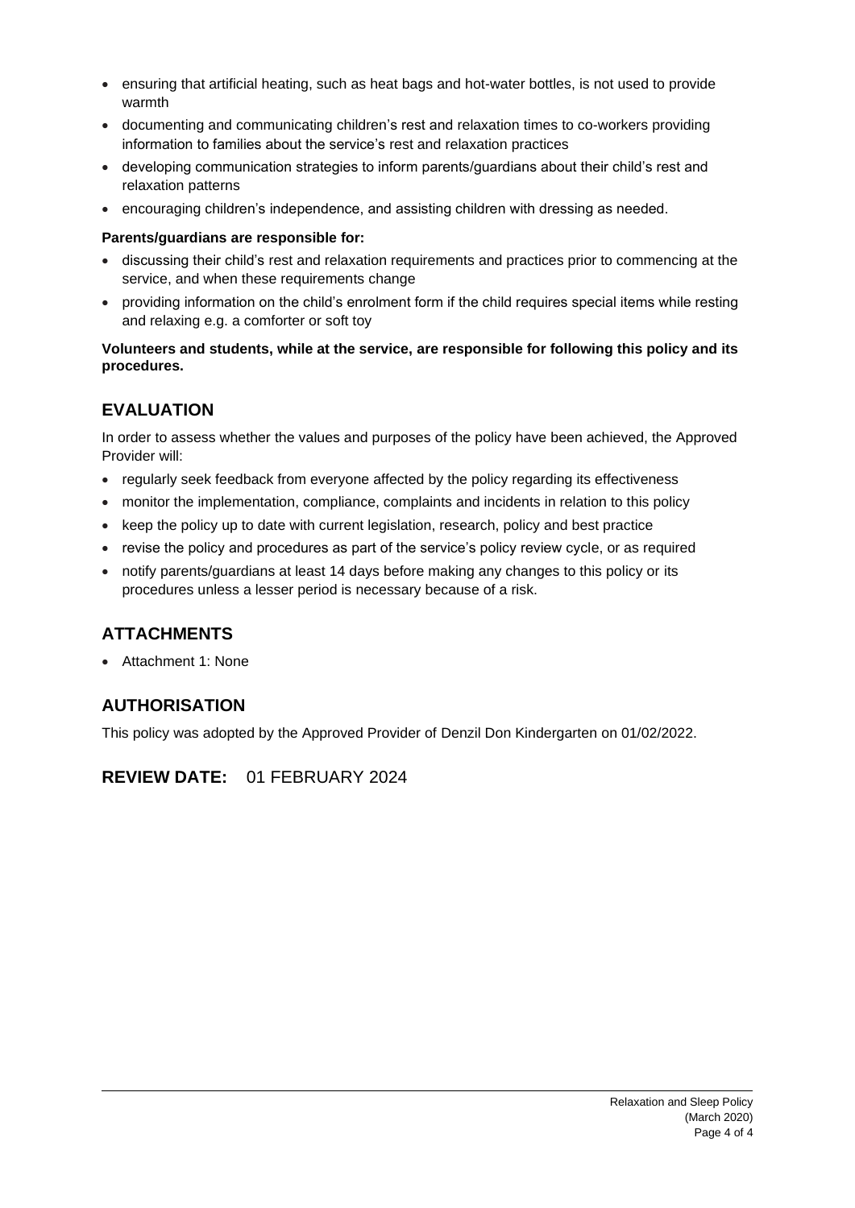- ensuring that artificial heating, such as heat bags and hot-water bottles, is not used to provide warmth
- documenting and communicating children's rest and relaxation times to co-workers providing information to families about the service's rest and relaxation practices
- developing communication strategies to inform parents/guardians about their child's rest and relaxation patterns
- encouraging children's independence, and assisting children with dressing as needed.

**Parents/guardians are responsible for:**

- discussing their child's rest and relaxation requirements and practices prior to commencing at the service, and when these requirements change
- providing information on the child's enrolment form if the child requires special items while resting and relaxing e.g. a comforter or soft toy

**Volunteers and students, while at the service, are responsible for following this policy and its procedures.**

## EVALUATION

In order to assess whether the values and purposes of the policy have been achieved, the Approved Provider will:

- regularly seek feedback from everyone affected by the policy regarding its effectiveness
- monitor the implementation, compliance, complaints and incidents in relation to this policy
- keep the policy up to date with current legislation, research, policy and best practice
- revise the policy and procedures as part of the service's policy review cycle, or as required
- notify parents/guardians at least 14 days before making any changes to this policy or its procedures unless a lesser period is necessary because of a risk.

## ATTACHMENTS

- Attachment 1: None

## AUTHORISATION

This policy was adopted by the Approved Provider of Denzil Don Kindergarten on 01/02/2022.

## REVIEW DATE: 01 FEBRUARY 2024